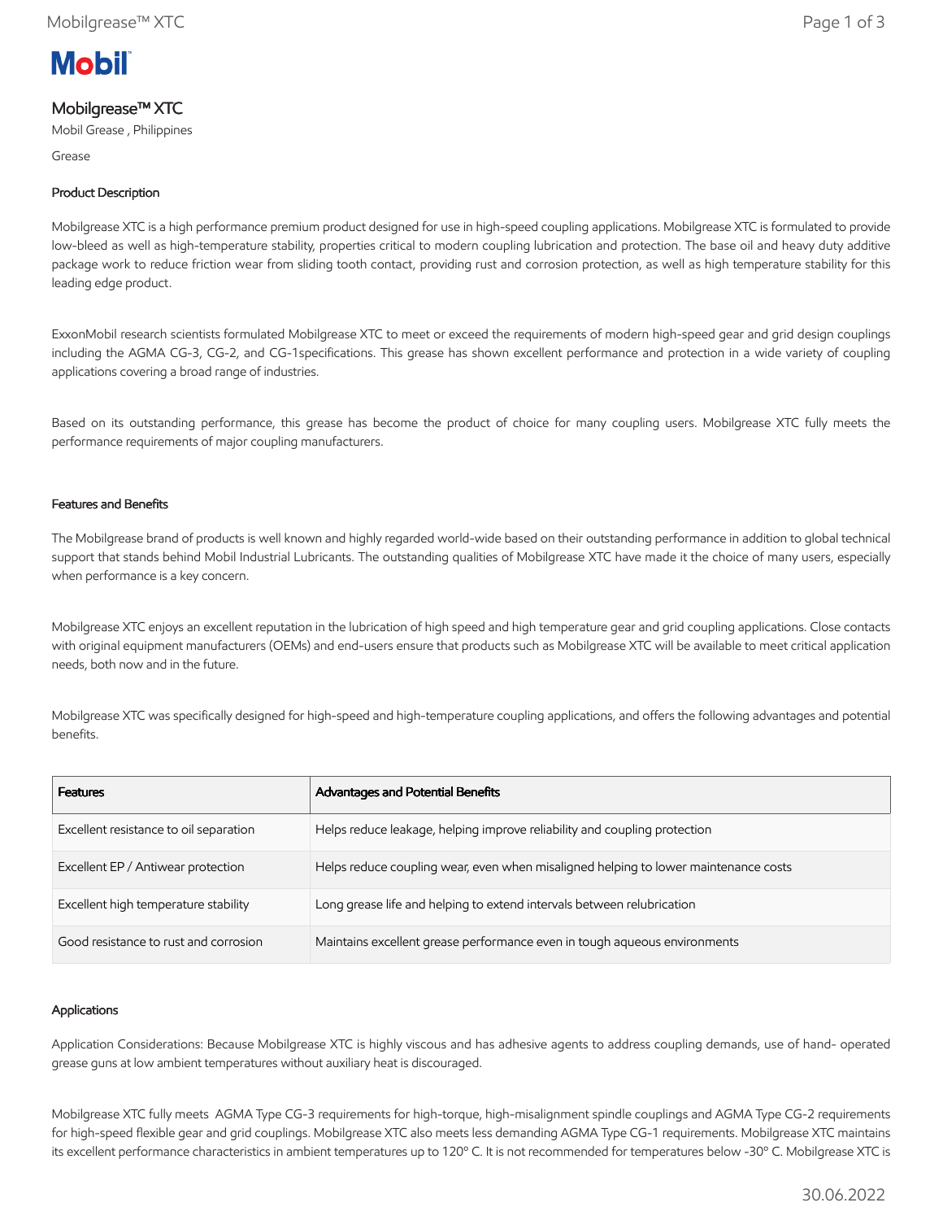# Mobilgrease™ XTC

Mobil Grease , Philippines

Grease

## Product Description

Mobilgrease XTC is a high performance premium product designed for use in high-speed coupling applications. Mobilgrease XTC is formulated to provide low-bleed as well as high-temperature stability, properties critical to modern coupling lubrication and protection. The base oil and heavy duty additive package work to reduce friction wear from sliding tooth contact, providing rust and corrosion protection, as well as high temperature stability for this leading edge product.

ExxonMobil research scientists formulated Mobilgrease XTC to meet or exceed the requirements of modern high-speed gear and grid design couplings including the AGMA CG-3, CG-2, and CG-1specifications. This grease has shown excellent performance and protection in a wide variety of coupling applications covering a broad range of industries.

Based on its outstanding performance, this grease has become the product of choice for many coupling users. Mobilgrease XTC fully meets the performance requirements of major coupling manufacturers.

## Features and Benefits

The Mobilgrease brand of products is well known and highly regarded world-wide based on their outstanding performance in addition to global technical support that stands behind Mobil Industrial Lubricants. The outstanding qualities of Mobilgrease XTC have made it the choice of many users, especially when performance is a key concern.

Mobilgrease XTC enjoys an excellent reputation in the lubrication of high speed and high temperature gear and grid coupling applications. Close contacts with original equipment manufacturers (OEMs) and end-users ensure that products such as Mobilgrease XTC will be available to meet critical application needs, both now and in the future.

Mobilgrease XTC was specifically designed for high-speed and high-temperature coupling applications, and offers the following advantages and potential benefits.

| Features | Advantages and Potential Benefits |
| --- | --- |
| Excellent resistance to oil separation | Helps reduce leakage, helping improve reliability and coupling protection |
| Excellent EP / Antiwear protection | Helps reduce coupling wear, even when misaligned helping to lower maintenance costs |
| Excellent high temperature stability | Long grease life and helping to extend intervals between relubrication |
| Good resistance to rust and corrosion | Maintains excellent grease performance even in tough aqueous environments |

## Applications

Application Considerations: Because Mobilgrease XTC is highly viscous and has adhesive agents to address coupling demands, use of hand- operated grease guns at low ambient temperatures without auxiliary heat is discouraged.

Mobilgrease XTC fully meets AGMA Type CG-3 requirements for high-torque, high-misalignment spindle couplings and AGMA Type CG-2 requirements for high-speed flexible gear and grid couplings. Mobilgrease XTC also meets less demanding AGMA Type CG-1 requirements. Mobilgrease XTC maintains its excellent performance characteristics in ambient temperatures up to 120º C. It is not recommended for temperatures below -30º C. Mobilgrease XTC is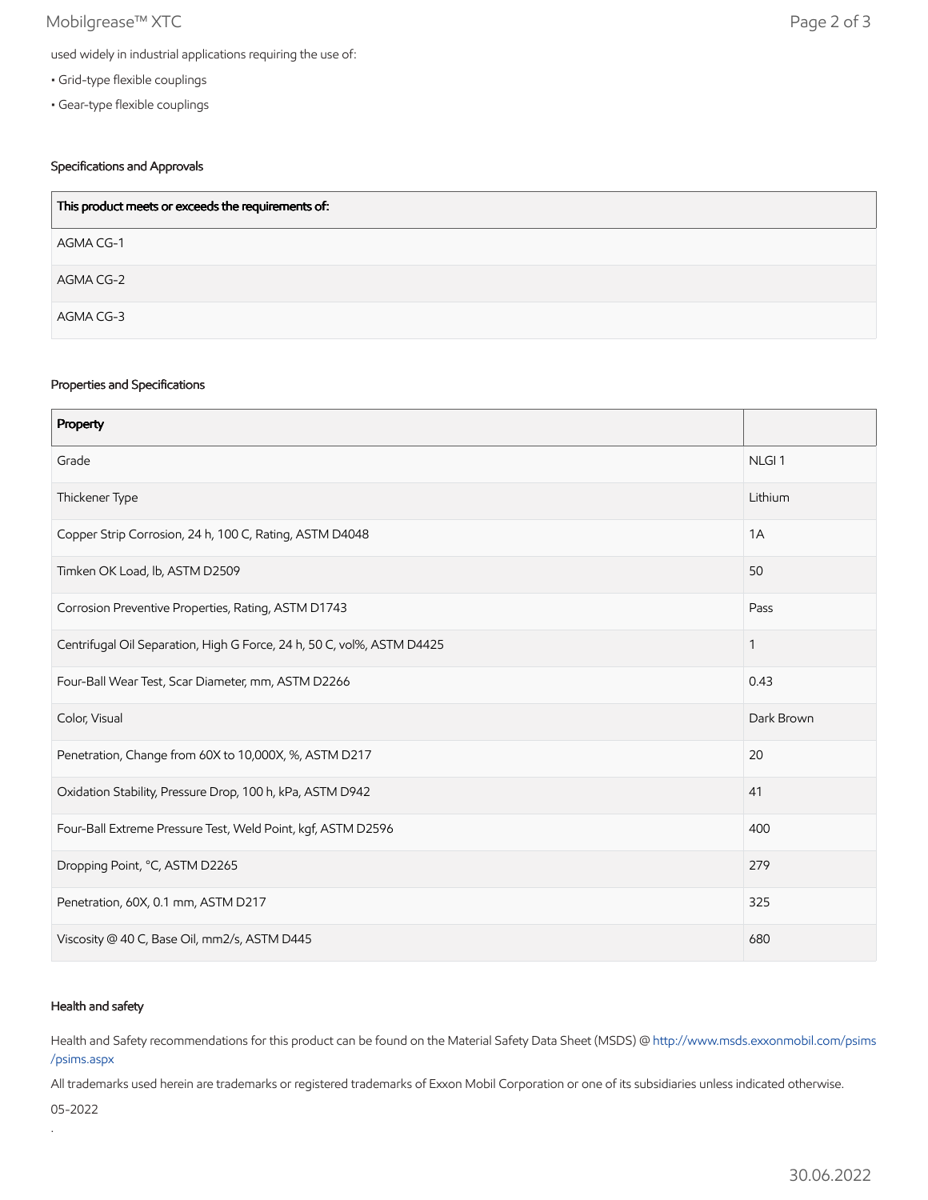used widely in industrial applications requiring the use of:

- Grid-type flexible couplings
- Gear-type flexible couplings

### Specifications and Approvals

| This product meets or exceeds the requirements of: |
| --- |
| AGMA CG-1 |
| AGMA CG-2 |
| AGMA CG-3 |

### Properties and Specifications

| Property | |
| --- | --- |
| Grade | NLGI 1 |
| Thickener Type | Lithium |
| Copper Strip Corrosion, 24 h, 100 C, Rating, ASTM D4048 | 1A |
| Timken OK Load, lb, ASTM D2509 | 50 |
| Corrosion Preventive Properties, Rating, ASTM D1743 | Pass |
| Centrifugal Oil Separation, High G Force, 24 h, 50 C, vol%, ASTM D4425 | 1 |
| Four-Ball Wear Test, Scar Diameter, mm, ASTM D2266 | 0.43 |
| Color, Visual | Dark Brown |
| Penetration, Change from 60X to 10,000X, %, ASTM D217 | 20 |
| Oxidation Stability, Pressure Drop, 100 h, kPa, ASTM D942 | 41 |
| Four-Ball Extreme Pressure Test, Weld Point, kgf, ASTM D2596 | 400 |
| Dropping Point, °C, ASTM D2265 | 279 |
| Penetration, 60X, 0.1 mm, ASTM D217 | 325 |
| Viscosity @ 40 C, Base Oil, mm2/s, ASTM D445 | 680 |

### Health and safety

Health and Safety recommendations for this product can be found on the Material Safety Data Sheet (MSDS) @ http://www.msds.exxonmobil.com/psims/psims.aspx

All trademarks used herein are trademarks or registered trademarks of Exxon Mobil Corporation or one of its subsidiaries unless indicated otherwise.

05-2022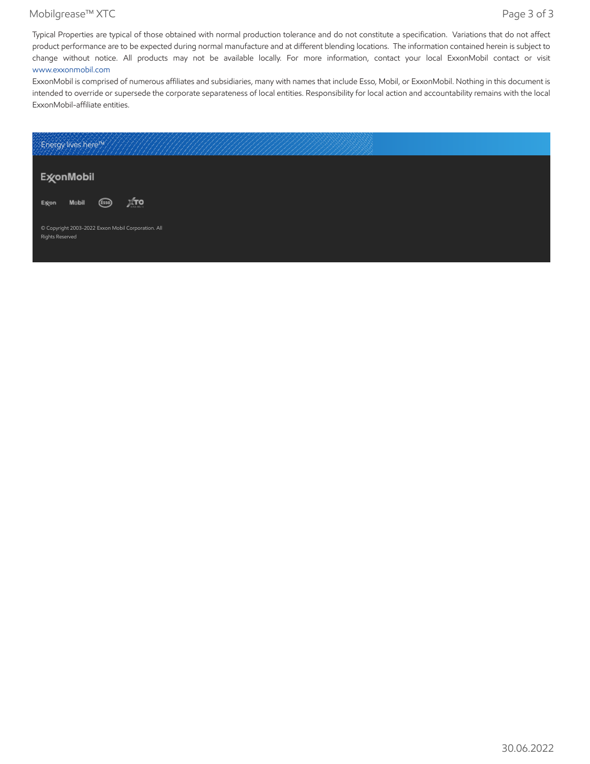Typical Properties are typical of those obtained with normal production tolerance and do not constitute a specification. Variations that do not affect product performance are to be expected during normal manufacture and at different blending locations. The information contained herein is subject to change without notice. All products may not be available locally. For more information, contact your local ExxonMobil contact or visit www.exxonmobil.com

ExxonMobil is comprised of numerous affiliates and subsidiaries, many with names that include Esso, Mobil, or ExxonMobil. Nothing in this document is intended to override or supersede the corporate separateness of local entities. Responsibility for local action and accountability remains with the local ExxonMobil-affiliate entities.

Energy lives here™

ExxonMobil

Exxon Mobil Esso XTO

© Copyright 2003-2022 Exxon Mobil Corporation. All Rights Reserved